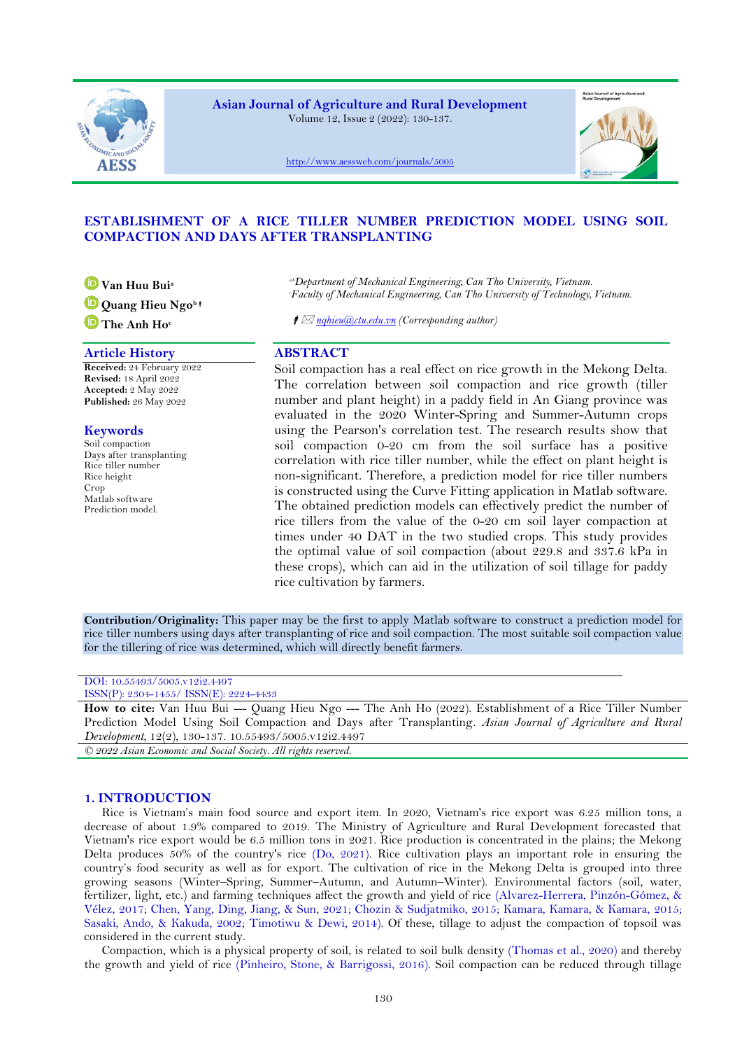# ESTABLISHMENT OF A RICE TILLER NUMBER PREDICTION MODEL USING SOIL COMPACTION AND DAYS AFTER TRANSPLANTING

**Van Huu Bui**[a]
**Quang Hieu Ngo**[b]†
**The Anh Ho**[c]

[a,b]*Department of Mechanical Engineering, Can Tho University, Vietnam.*
[c]*Faculty of Mechanical Engineering, Can Tho University of Technology, Vietnam.*

† ✉ nqhieu@ctu.edu.vn (*Corresponding author*)

## Article History

**Received:** 24 February 2022
**Revised:** 18 April 2022
**Accepted:** 2 May 2022
**Published:** 26 May 2022

## Keywords

Soil compaction
Days after transplanting
Rice tiller number
Rice height
Crop
Matlab software
Prediction model.

## ABSTRACT

Soil compaction has a real effect on rice growth in the Mekong Delta. The correlation between soil compaction and rice growth (tiller number and plant height) in a paddy field in An Giang province was evaluated in the 2020 Winter-Spring and Summer-Autumn crops using the Pearson's correlation test. The research results show that soil compaction 0-20 cm from the soil surface has a positive correlation with rice tiller number, while the effect on plant height is non-significant. Therefore, a prediction model for rice tiller numbers is constructed using the Curve Fitting application in Matlab software. The obtained prediction models can effectively predict the number of rice tillers from the value of the 0-20 cm soil layer compaction at times under 40 DAT in the two studied crops. This study provides the optimal value of soil compaction (about 229.8 and 337.6 kPa in these crops), which can aid in the utilization of soil tillage for paddy rice cultivation by farmers.

**Contribution/Originality:** This paper may be the first to apply Matlab software to construct a prediction model for rice tiller numbers using days after transplanting of rice and soil compaction. The most suitable soil compaction value for the tillering of rice was determined, which will directly benefit farmers.

DOI: 10.55493/5005.v12i2.4497
ISSN(P): 2304-1455/ ISSN(E): 2224-4433

**How to cite:** Van Huu Bui --- Quang Hieu Ngo --- The Anh Ho (2022). Establishment of a Rice Tiller Number Prediction Model Using Soil Compaction and Days after Transplanting. *Asian Journal of Agriculture and Rural Development*, 12(2), 130-137. 10.55493/5005.v12i2.4497

*© 2022 Asian Economic and Social Society. All rights reserved.*

## 1. INTRODUCTION

Rice is Vietnam's main food source and export item. In 2020, Vietnam's rice export was 6.25 million tons, a decrease of about 1.9% compared to 2019. The Ministry of Agriculture and Rural Development forecasted that Vietnam's rice export would be 6.5 million tons in 2021. Rice production is concentrated in the plains; the Mekong Delta produces 50% of the country's rice (Do, 2021). Rice cultivation plays an important role in ensuring the country's food security as well as for export. The cultivation of rice in the Mekong Delta is grouped into three growing seasons (Winter–Spring, Summer–Autumn, and Autumn–Winter). Environmental factors (soil, water, fertilizer, light, etc.) and farming techniques affect the growth and yield of rice (Alvarez-Herrera, Pinzón-Gómez, & Vélez, 2017; Chen, Yang, Ding, Jiang, & Sun, 2021; Chozin & Sudjatmiko, 2015; Kamara, Kamara, & Kamara, 2015; Sasaki, Ando, & Kakuda, 2002; Timotiwu & Dewi, 2014). Of these, tillage to adjust the compaction of topsoil was considered in the current study.

Compaction, which is a physical property of soil, is related to soil bulk density (Thomas et al., 2020) and thereby the growth and yield of rice (Pinheiro, Stone, & Barrigossi, 2016). Soil compaction can be reduced through tillage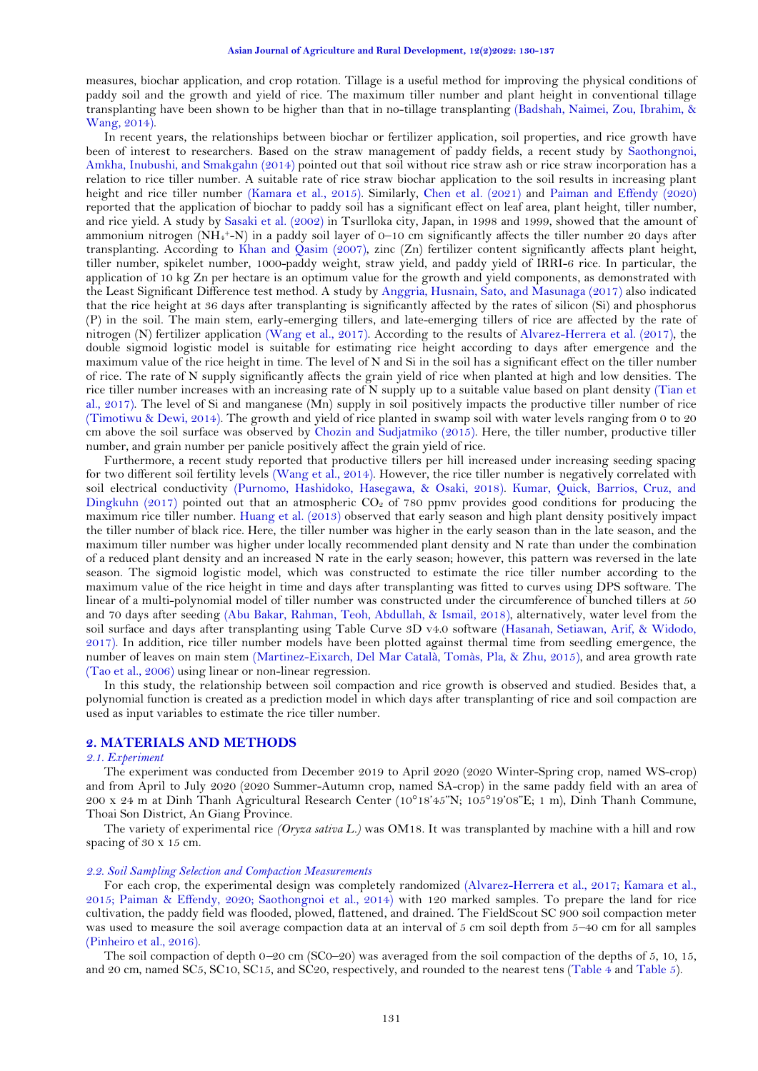measures, biochar application, and crop rotation. Tillage is a useful method for improving the physical conditions of paddy soil and the growth and yield of rice. The maximum tiller number and plant height in conventional tillage transplanting have been shown to be higher than that in no-tillage transplanting (Badshah, Naimei, Zou, Ibrahim, & Wang, 2014).

In recent years, the relationships between biochar or fertilizer application, soil properties, and rice growth have been of interest to researchers. Based on the straw management of paddy fields, a recent study by Saothongnoi, Amkha, Inubushi, and Smakgahn (2014) pointed out that soil without rice straw ash or rice straw incorporation has a relation to rice tiller number. A suitable rate of rice straw biochar application to the soil results in increasing plant height and rice tiller number (Kamara et al., 2015). Similarly, Chen et al. (2021) and Paiman and Effendy (2020) reported that the application of biochar to paddy soil has a significant effect on leaf area, plant height, tiller number, and rice yield. A study by Sasaki et al. (2002) in Tsurlloka city, Japan, in 1998 and 1999, showed that the amount of ammonium nitrogen ($NH_4^+$-N) in a paddy soil layer of 0–10 cm significantly affects the tiller number 20 days after transplanting. According to Khan and Qasim (2007), zinc (Zn) fertilizer content significantly affects plant height, tiller number, spikelet number, 1000-paddy weight, straw yield, and paddy yield of IRRI-6 rice. In particular, the application of 10 kg Zn per hectare is an optimum value for the growth and yield components, as demonstrated with the Least Significant Difference test method. A study by Anggria, Husnain, Sato, and Masunaga (2017) also indicated that the rice height at 36 days after transplanting is significantly affected by the rates of silicon (Si) and phosphorus (P) in the soil. The main stem, early-emerging tillers, and late-emerging tillers of rice are affected by the rate of nitrogen (N) fertilizer application (Wang et al., 2017). According to the results of Alvarez-Herrera et al. (2017), the double sigmoid logistic model is suitable for estimating rice height according to days after emergence and the maximum value of the rice height in time. The level of N and Si in the soil has a significant effect on the tiller number of rice. The rate of N supply significantly affects the grain yield of rice when planted at high and low densities. The rice tiller number increases with an increasing rate of N supply up to a suitable value based on plant density (Tian et al., 2017). The level of Si and manganese (Mn) supply in soil positively impacts the productive tiller number of rice (Timotiwu & Dewi, 2014). The growth and yield of rice planted in swamp soil with water levels ranging from 0 to 20 cm above the soil surface was observed by Chozin and Sudjatmiko (2015). Here, the tiller number, productive tiller number, and grain number per panicle positively affect the grain yield of rice.

Furthermore, a recent study reported that productive tillers per hill increased under increasing seeding spacing for two different soil fertility levels (Wang et al., 2014). However, the rice tiller number is negatively correlated with soil electrical conductivity (Purnomo, Hashidoko, Hasegawa, & Osaki, 2018). Kumar, Quick, Barrios, Cruz, and Dingkuhn (2017) pointed out that an atmospheric $CO_2$ of 780 ppmv provides good conditions for producing the maximum rice tiller number. Huang et al. (2013) observed that early season and high plant density positively impact the tiller number of black rice. Here, the tiller number was higher in the early season than in the late season, and the maximum tiller number was higher under locally recommended plant density and N rate than under the combination of a reduced plant density and an increased N rate in the early season; however, this pattern was reversed in the late season. The sigmoid logistic model, which was constructed to estimate the rice tiller number according to the maximum value of the rice height in time and days after transplanting was fitted to curves using DPS software. The linear of a multi-polynomial model of tiller number was constructed under the circumference of bunched tillers at 50 and 70 days after seeding (Abu Bakar, Rahman, Teoh, Abdullah, & Ismail, 2018), alternatively, water level from the soil surface and days after transplanting using Table Curve 3D v4.0 software (Hasanah, Setiawan, Arif, & Widodo, 2017). In addition, rice tiller number models have been plotted against thermal time from seedling emergence, the number of leaves on main stem (Martinez-Eixarch, Del Mar Català, Tomàs, Pla, & Zhu, 2015), and area growth rate (Tao et al., 2006) using linear or non-linear regression.

In this study, the relationship between soil compaction and rice growth is observed and studied. Besides that, a polynomial function is created as a prediction model in which days after transplanting of rice and soil compaction are used as input variables to estimate the rice tiller number.

## 2. MATERIALS AND METHODS

### *2.1. Experiment*

The experiment was conducted from December 2019 to April 2020 (2020 Winter-Spring crop, named WS-crop) and from April to July 2020 (2020 Summer-Autumn crop, named SA-crop) in the same paddy field with an area of 200 x 24 m at Dinh Thanh Agricultural Research Center (10°18'45"N; 105°19'08"E; 1 m), Dinh Thanh Commune, Thoai Son District, An Giang Province.

The variety of experimental rice *(Oryza sativa L.)* was OM18. It was transplanted by machine with a hill and row spacing of 30 x 15 cm.

### *2.2. Soil Sampling Selection and Compaction Measurements*

For each crop, the experimental design was completely randomized (Alvarez-Herrera et al., 2017; Kamara et al., 2015; Paiman & Effendy, 2020; Saothongnoi et al., 2014) with 120 marked samples. To prepare the land for rice cultivation, the paddy field was flooded, plowed, flattened, and drained. The FieldScout SC 900 soil compaction meter was used to measure the soil average compaction data at an interval of 5 cm soil depth from 5–40 cm for all samples (Pinheiro et al., 2016).

The soil compaction of depth 0–20 cm (SC0–20) was averaged from the soil compaction of the depths of 5, 10, 15, and 20 cm, named SC5, SC10, SC15, and SC20, respectively, and rounded to the nearest tens (Table 4 and Table 5).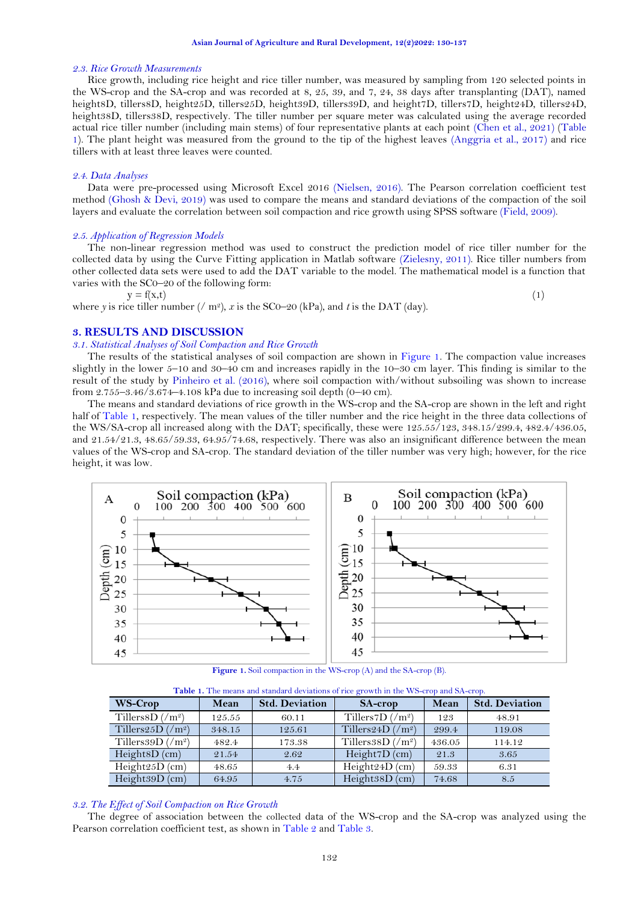### 2.3. Rice Growth Measurements

Rice growth, including rice height and rice tiller number, was measured by sampling from 120 selected points in the WS-crop and the SA-crop and was recorded at 8, 25, 39, and 7, 24, 38 days after transplanting (DAT), named height8D, tillers8D, height25D, tillers25D, height39D, tillers39D, and height7D, tillers7D, height24D, tillers24D, height38D, tillers38D, respectively. The tiller number per square meter was calculated using the average recorded actual rice tiller number (including main stems) of four representative plants at each point (Chen et al., 2021) (Table 1). The plant height was measured from the ground to the tip of the highest leaves (Anggria et al., 2017) and rice tillers with at least three leaves were counted.

### 2.4. Data Analyses

Data were pre-processed using Microsoft Excel 2016 (Nielsen, 2016). The Pearson correlation coefficient test method (Ghosh & Devi, 2019) was used to compare the means and standard deviations of the compaction of the soil layers and evaluate the correlation between soil compaction and rice growth using SPSS software (Field, 2009).

### 2.5. Application of Regression Models

The non-linear regression method was used to construct the prediction model of rice tiller number for the collected data by using the Curve Fitting application in Matlab software (Zielesny, 2011). Rice tiller numbers from other collected data sets were used to add the DAT variable to the model. The mathematical model is a function that varies with the SC0–20 of the following form:

$$y = f(x,t) \tag{1}$$

where $y$ is rice tiller number (/ $m^2$), $x$ is the SC0–20 (kPa), and $t$ is the DAT (day).

## 3. RESULTS AND DISCUSSION

### 3.1. Statistical Analyses of Soil Compaction and Rice Growth

The results of the statistical analyses of soil compaction are shown in Figure 1. The compaction value increases slightly in the lower 5–10 and 30–40 cm and increases rapidly in the 10–30 cm layer. This finding is similar to the result of the study by Pinheiro et al. (2016), where soil compaction with/without subsoiling was shown to increase from 2.755–3.46/3.674–4.108 kPa due to increasing soil depth (0–40 cm).

The means and standard deviations of rice growth in the WS-crop and the SA-crop are shown in the left and right half of Table 1, respectively. The mean values of the tiller number and the rice height in the three data collections of the WS/SA-crop all increased along with the DAT; specifically, these were 125.55/123, 348.15/299.4, 482.4/436.05, and 21.54/21.3, 48.65/59.33, 64.95/74.68, respectively. There was also an insignificant difference between the mean values of the WS-crop and SA-crop. The standard deviation of the tiller number was very high; however, for the rice height, it was low.

**Figure 1.** Soil compaction in the WS-crop (A) and the SA-crop (B).

**Table 1.** The means and standard deviations of rice growth in the WS-crop and SA-crop.

| WS-Crop | Mean | Std. Deviation | SA-crop | Mean | Std. Deviation |
|---|---|---|---|---|---|
| Tillers8D (/$m^2$) | 125.55 | 60.11 | Tillers7D (/$m^2$) | 123 | 48.91 |
| Tillers25D (/$m^2$) | 348.15 | 125.61 | Tillers24D (/$m^2$) | 299.4 | 119.08 |
| Tillers39D (/$m^2$) | 482.4 | 173.38 | Tillers38D (/$m^2$) | 436.05 | 114.12 |
| Height8D (cm) | 21.54 | 2.62 | Height7D (cm) | 21.3 | 3.65 |
| Height25D (cm) | 48.65 | 4.4 | Height24D (cm) | 59.33 | 6.31 |
| Height39D (cm) | 64.95 | 4.75 | Height38D (cm) | 74.68 | 8.5 |

### 3.2. The Effect of Soil Compaction on Rice Growth

The degree of association between the collected data of the WS-crop and the SA-crop was analyzed using the Pearson correlation coefficient test, as shown in Table 2 and Table 3.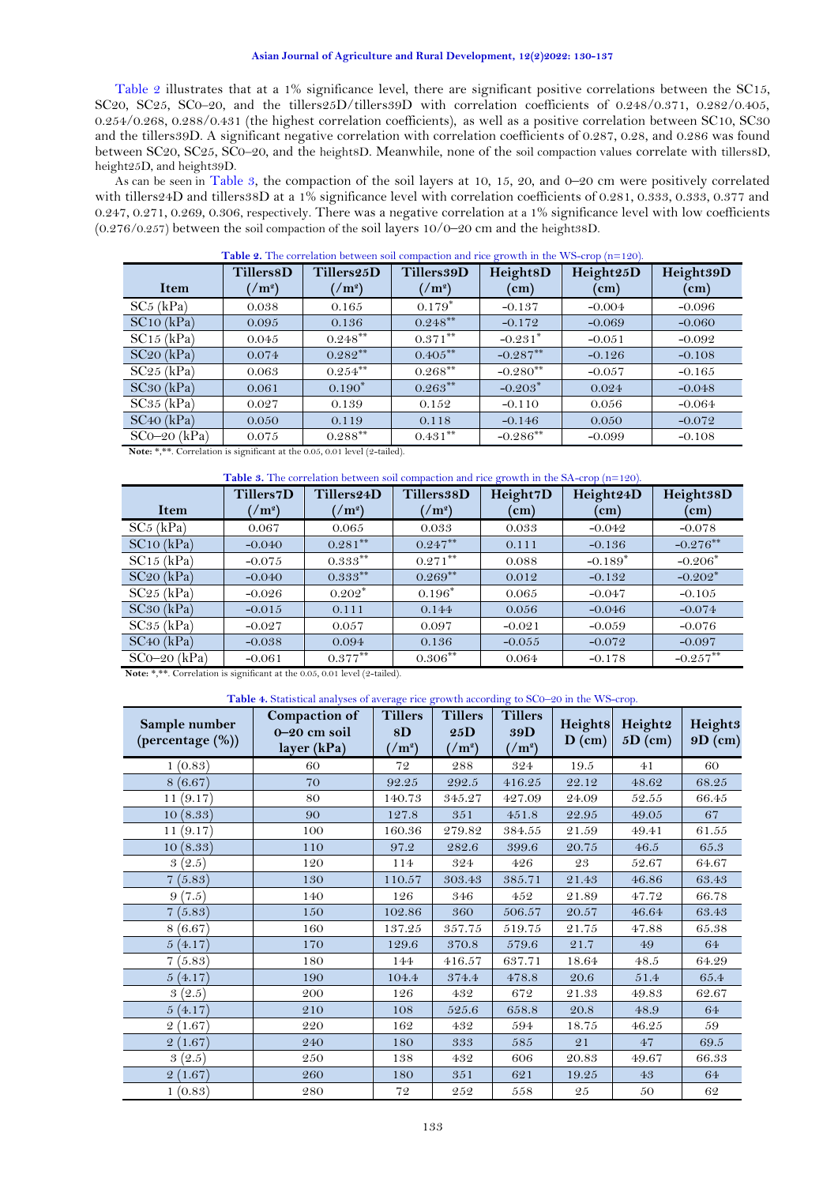Table 2 illustrates that at a 1% significance level, there are significant positive correlations between the SC15, SC20, SC25, SC0–20, and the tillers25D/tillers39D with correlation coefficients of 0.248/0.371, 0.282/0.405, 0.254/0.268, 0.288/0.431 (the highest correlation coefficients), as well as a positive correlation between SC10, SC30 and the tillers39D. A significant negative correlation with correlation coefficients of 0.287, 0.28, and 0.286 was found between SC20, SC25, SC0–20, and the heights8D. Meanwhile, none of the soil compaction values correlate with tillers8D, height25D, and height39D.

As can be seen in Table 3, the compaction of the soil layers at 10, 15, 20, and 0–20 cm were positively correlated with tillers24D and tillers38D at a 1% significance level with correlation coefficients of 0.281, 0.333, 0.333, 0.377 and 0.247, 0.271, 0.269, 0.306, respectively. There was a negative correlation at a 1% significance level with low coefficients (0.276/0.257) between the soil compaction of the soil layers 10/0–20 cm and the height38D.

**Table 2.** The correlation between soil compaction and rice growth in the WS-crop (n=120).

| Item | Tillers8D (/m²) | Tillers25D (/m²) | Tillers39D (/m²) | Height8D (cm) | Height25D (cm) | Height39D (cm) |
|---|---|---|---|---|---|---|
| SC5 (kPa) | 0.038 | 0.165 | 0.179* | -0.137 | -0.004 | -0.096 |
| SC10 (kPa) | 0.095 | 0.136 | 0.248** | -0.172 | -0.069 | -0.060 |
| SC15 (kPa) | 0.045 | 0.248** | 0.371** | -0.231* | -0.051 | -0.092 |
| SC20 (kPa) | 0.074 | 0.282** | 0.405** | -0.287** | -0.126 | -0.108 |
| SC25 (kPa) | 0.063 | 0.254** | 0.268** | -0.280** | -0.057 | -0.165 |
| SC30 (kPa) | 0.061 | 0.190* | 0.263** | -0.203* | 0.024 | -0.048 |
| SC35 (kPa) | 0.027 | 0.139 | 0.152 | -0.110 | 0.056 | -0.064 |
| SC40 (kPa) | 0.050 | 0.119 | 0.118 | -0.146 | 0.050 | -0.072 |
| SC0–20 (kPa) | 0.075 | 0.288** | 0.431** | -0.286** | -0.099 | -0.108 |

**Note:** *,**. Correlation is significant at the 0.05, 0.01 level (2-tailed).

**Table 3.** The correlation between soil compaction and rice growth in the SA-crop (n=120).

| Item | Tillers7D (/m²) | Tillers24D (/m²) | Tillers38D (/m²) | Height7D (cm) | Height24D (cm) | Height38D (cm) |
|---|---|---|---|---|---|---|
| SC5 (kPa) | 0.067 | 0.065 | 0.033 | 0.033 | -0.042 | -0.078 |
| SC10 (kPa) | -0.040 | 0.281** | 0.247** | 0.111 | -0.136 | -0.276** |
| SC15 (kPa) | -0.075 | 0.333** | 0.271** | 0.088 | -0.189* | -0.206* |
| SC20 (kPa) | -0.040 | 0.333** | 0.269** | 0.012 | -0.132 | -0.202* |
| SC25 (kPa) | -0.026 | 0.202* | 0.196* | 0.065 | -0.047 | -0.105 |
| SC30 (kPa) | -0.015 | 0.111 | 0.144 | 0.056 | -0.046 | -0.074 |
| SC35 (kPa) | -0.027 | 0.057 | 0.097 | -0.021 | -0.059 | -0.076 |
| SC40 (kPa) | -0.038 | 0.094 | 0.136 | -0.055 | -0.072 | -0.097 |
| SC0–20 (kPa) | -0.061 | 0.377** | 0.306** | 0.064 | -0.178 | -0.257** |

**Note:** *,**. Correlation is significant at the 0.05, 0.01 level (2-tailed).

**Table 4.** Statistical analyses of average rice growth according to SC0–20 in the WS-crop.

| Sample number (percentage (%)) | Compaction of 0–20 cm soil layer (kPa) | Tillers 8D (/m²) | Tillers 25D (/m²) | Tillers 39D (/m²) | Heights D (cm) | Height2 5D (cm) | Height3 9D (cm) |
|---|---|---|---|---|---|---|---|
| 1 (0.83) | 60 | 72 | 288 | 324 | 19.5 | 41 | 60 |
| 8 (6.67) | 70 | 92.25 | 292.5 | 416.25 | 22.12 | 48.62 | 68.25 |
| 11 (9.17) | 80 | 140.73 | 345.27 | 427.09 | 24.09 | 52.55 | 66.45 |
| 10 (8.33) | 90 | 127.8 | 351 | 451.8 | 22.95 | 49.05 | 67 |
| 11 (9.17) | 100 | 160.36 | 279.82 | 384.55 | 21.59 | 49.41 | 61.55 |
| 10 (8.33) | 110 | 97.2 | 282.6 | 399.6 | 20.75 | 46.5 | 65.3 |
| 3 (2.5) | 120 | 114 | 324 | 426 | 23 | 52.67 | 64.67 |
| 7 (5.83) | 130 | 110.57 | 303.43 | 385.71 | 21.43 | 46.86 | 63.43 |
| 9 (7.5) | 140 | 126 | 346 | 452 | 21.89 | 47.72 | 66.78 |
| 7 (5.83) | 150 | 102.86 | 360 | 506.57 | 20.57 | 46.64 | 63.43 |
| 8 (6.67) | 160 | 137.25 | 357.75 | 519.75 | 21.75 | 47.88 | 65.38 |
| 5 (4.17) | 170 | 129.6 | 370.8 | 579.6 | 21.7 | 49 | 64 |
| 7 (5.83) | 180 | 144 | 416.57 | 637.71 | 18.64 | 48.5 | 64.29 |
| 5 (4.17) | 190 | 104.4 | 374.4 | 478.8 | 20.6 | 51.4 | 65.4 |
| 3 (2.5) | 200 | 126 | 432 | 672 | 21.33 | 49.83 | 62.67 |
| 5 (4.17) | 210 | 108 | 525.6 | 658.8 | 20.8 | 48.9 | 64 |
| 2 (1.67) | 220 | 162 | 432 | 594 | 18.75 | 46.25 | 59 |
| 2 (1.67) | 240 | 180 | 333 | 585 | 21 | 47 | 69.5 |
| 3 (2.5) | 250 | 138 | 432 | 606 | 20.83 | 49.67 | 66.33 |
| 2 (1.67) | 260 | 180 | 351 | 621 | 19.25 | 43 | 64 |
| 1 (0.83) | 280 | 72 | 252 | 558 | 25 | 50 | 62 |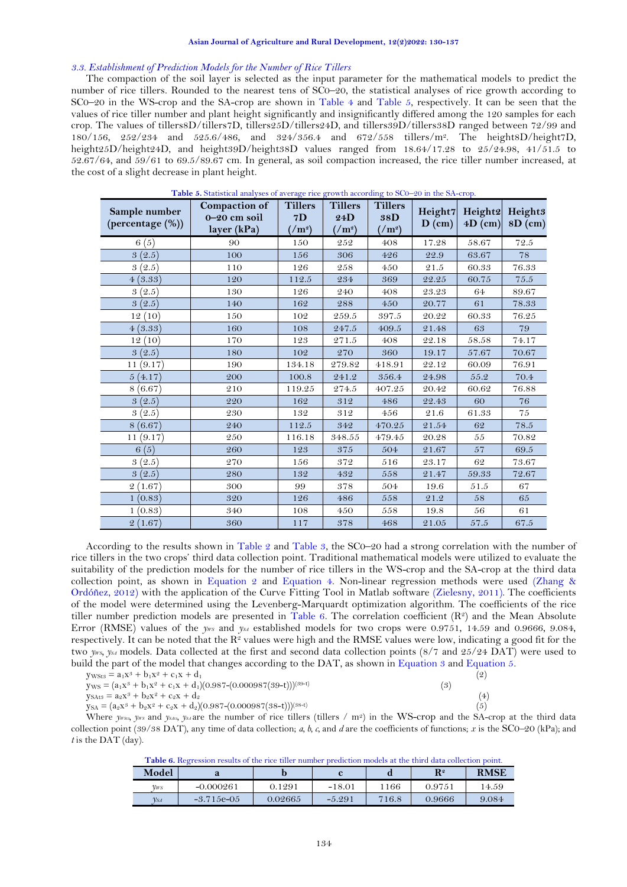### 3.3. Establishment of Prediction Models for the Number of Rice Tillers

The compaction of the soil layer is selected as the input parameter for the mathematical models to predict the number of rice tillers. Rounded to the nearest tens of SC0–20, the statistical analyses of rice growth according to SC0–20 in the WS-crop and the SA-crop are shown in Table 4 and Table 5, respectively. It can be seen that the values of rice tiller number and plant height significantly and insignificantly differed among the 120 samples for each crop. The values of tillers8D/tillers7D, tillers25D/tillers24D, and tillers39D/tillers38D ranged between 72/99 and 180/156, 252/234 and 525.6/486, and 324/356.4 and 672/558 tillers/$m^2$. The height8D/height7D, height25D/height24D, and height39D/height38D values ranged from 18.64/17.28 to 25/24.98, 41/51.5 to 52.67/64, and 59/61 to 69.5/89.67 cm. In general, as soil compaction increased, the rice tiller number increased, at the cost of a slight decrease in plant height.

**Table 5.** Statistical analyses of average rice growth according to SC0–20 in the SA-crop.

| Sample number (percentage (%)) | Compaction of 0–20 cm soil layer (kPa) | Tillers 7D (/$m^2$) | Tillers 24D (/$m^2$) | Tillers 38D (/$m^2$) | Height7 D (cm) | Height2 4D (cm) | Height3 8D (cm) |
|---|---|---|---|---|---|---|---|
| 6 (5) | 90 | 150 | 252 | 408 | 17.28 | 58.67 | 72.5 |
| 3 (2.5) | 100 | 156 | 306 | 426 | 22.9 | 63.67 | 78 |
| 3 (2.5) | 110 | 126 | 258 | 450 | 21.5 | 60.33 | 76.33 |
| 4 (3.33) | 120 | 112.5 | 234 | 369 | 22.25 | 60.75 | 75.5 |
| 3 (2.5) | 130 | 126 | 240 | 408 | 23.23 | 64 | 89.67 |
| 3 (2.5) | 140 | 162 | 288 | 450 | 20.77 | 61 | 78.33 |
| 12 (10) | 150 | 102 | 259.5 | 397.5 | 20.22 | 60.33 | 76.25 |
| 4 (3.33) | 160 | 108 | 247.5 | 409.5 | 21.48 | 63 | 79 |
| 12 (10) | 170 | 123 | 271.5 | 408 | 22.18 | 58.58 | 74.17 |
| 3 (2.5) | 180 | 102 | 270 | 360 | 19.17 | 57.67 | 70.67 |
| 11 (9.17) | 190 | 134.18 | 279.82 | 418.91 | 22.12 | 60.09 | 76.91 |
| 5 (4.17) | 200 | 100.8 | 241.2 | 356.4 | 24.98 | 55.2 | 70.4 |
| 8 (6.67) | 210 | 119.25 | 274.5 | 407.25 | 20.42 | 60.62 | 76.88 |
| 3 (2.5) | 220 | 162 | 312 | 486 | 22.43 | 60 | 76 |
| 3 (2.5) | 230 | 132 | 312 | 456 | 21.6 | 61.33 | 75 |
| 8 (6.67) | 240 | 112.5 | 342 | 470.25 | 21.54 | 62 | 78.5 |
| 11 (9.17) | 250 | 116.18 | 348.55 | 479.45 | 20.28 | 55 | 70.82 |
| 6 (5) | 260 | 123 | 375 | 504 | 21.67 | 57 | 69.5 |
| 3 (2.5) | 270 | 156 | 372 | 516 | 23.17 | 62 | 73.67 |
| 3 (2.5) | 280 | 132 | 432 | 558 | 21.47 | 59.33 | 72.67 |
| 2 (1.67) | 300 | 99 | 378 | 504 | 19.6 | 51.5 | 67 |
| 1 (0.83) | 320 | 126 | 486 | 558 | 21.2 | 58 | 65 |
| 1 (0.83) | 340 | 108 | 450 | 558 | 19.8 | 56 | 61 |
| 2 (1.67) | 360 | 117 | 378 | 468 | 21.05 | 57.5 | 67.5 |

According to the results shown in Table 2 and Table 3, the SC0–20 had a strong correlation with the number of rice tillers in the two crops' third data collection point. Traditional mathematical models were utilized to evaluate the suitability of the prediction models for the number of rice tillers in the WS-crop and the SA-crop at the third data collection point, as shown in Equation 2 and Equation 4. Non-linear regression methods were used (Zhang & Ordóñez, 2012) with the application of the Curve Fitting Tool in Matlab software (Zielesny, 2011). The coefficients of the model were determined using the Levenberg-Marquardt optimization algorithm. The coefficients of the rice tiller number prediction models are presented in Table 6. The correlation coefficient ($R^2$) and the Mean Absolute Error (RMSE) values of the $y_{WS}$ and $y_{SA}$ established models for two crops were 0.9751, 14.59 and 0.9666, 9.084, respectively. It can be noted that the $R^2$ values were high and the RMSE values were low, indicating a good fit for the two $y_{WS}$, $y_{SA}$ models. Data collected at the first and second data collection points (8/7 and 25/24 DAT) were used to build the part of the model that changes according to the DAT, as shown in Equation 3 and Equation 5.

$$y_{WSt3} = a_1x^3 + b_1x^2 + c_1x + d_1 \tag{2}$$

$$y_{WS} = (a_1x^3 + b_1x^2 + c_1x + d_1)(0.987-(0.000987(39-t)))^{(39-t)} \tag{3}$$

$$y_{SAt3} = a_2x^3 + b_2x^2 + c_2x + d_2 \tag{4}$$

$$y_{SA} = (a_2x^3 + b_2x^2 + c_2x + d_2)(0.987-(0.000987(38-t)))^{(38-t)} \tag{5}$$

Where $y_{WSt3}$, $y_{WS}$ and $y_{SAt3}$, $y_{SA}$ are the number of rice tillers (tillers / $m^2$) in the WS-crop and the SA-crop at the third data collection point (39/38 DAT), any time of data collection; *a*, *b*, *c*, and *d* are the coefficients of functions; *x* is the SC0–20 (kPa); and *t* is the DAT (day).

**Table 6.** Regression results of the rice tiller number prediction models at the third data collection point.

| Model | a | b | c | d | $R^2$ | RMSE |
|---|---|---|---|---|---|---|
| $y_{WS}$ | -0.000261 | 0.1291 | -18.01 | 1166 | 0.9751 | 14.59 |
| $y_{SA}$ | -3.715e-05 | 0.02665 | -5.291 | 716.8 | 0.9666 | 9.084 |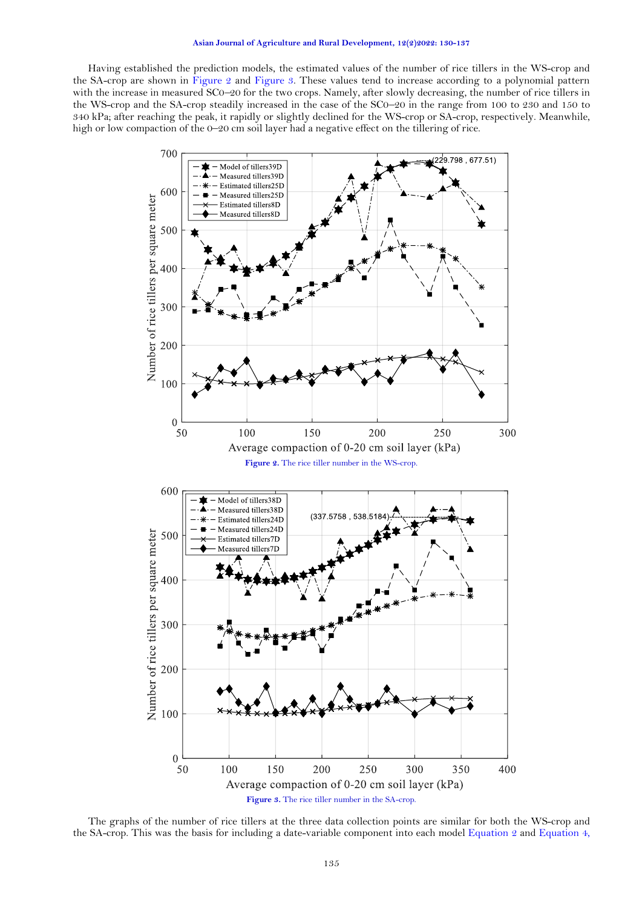Having established the prediction models, the estimated values of the number of rice tillers in the WS-crop and the SA-crop are shown in Figure 2 and Figure 3. These values tend to increase according to a polynomial pattern with the increase in measured SC0–20 for the two crops. Namely, after slowly decreasing, the number of rice tillers in the WS-crop and the SA-crop steadily increased in the case of the SC0–20 in the range from 100 to 230 and 150 to 340 kPa; after reaching the peak, it rapidly or slightly declined for the WS-crop or SA-crop, respectively. Meanwhile, high or low compaction of the 0–20 cm soil layer had a negative effect on the tillering of rice.

**Figure 2.** The rice tiller number in the WS-crop.

**Figure 3.** The rice tiller number in the SA-crop.

The graphs of the number of rice tillers at the three data collection points are similar for both the WS-crop and the SA-crop. This was the basis for including a date-variable component into each model Equation 2 and Equation 4,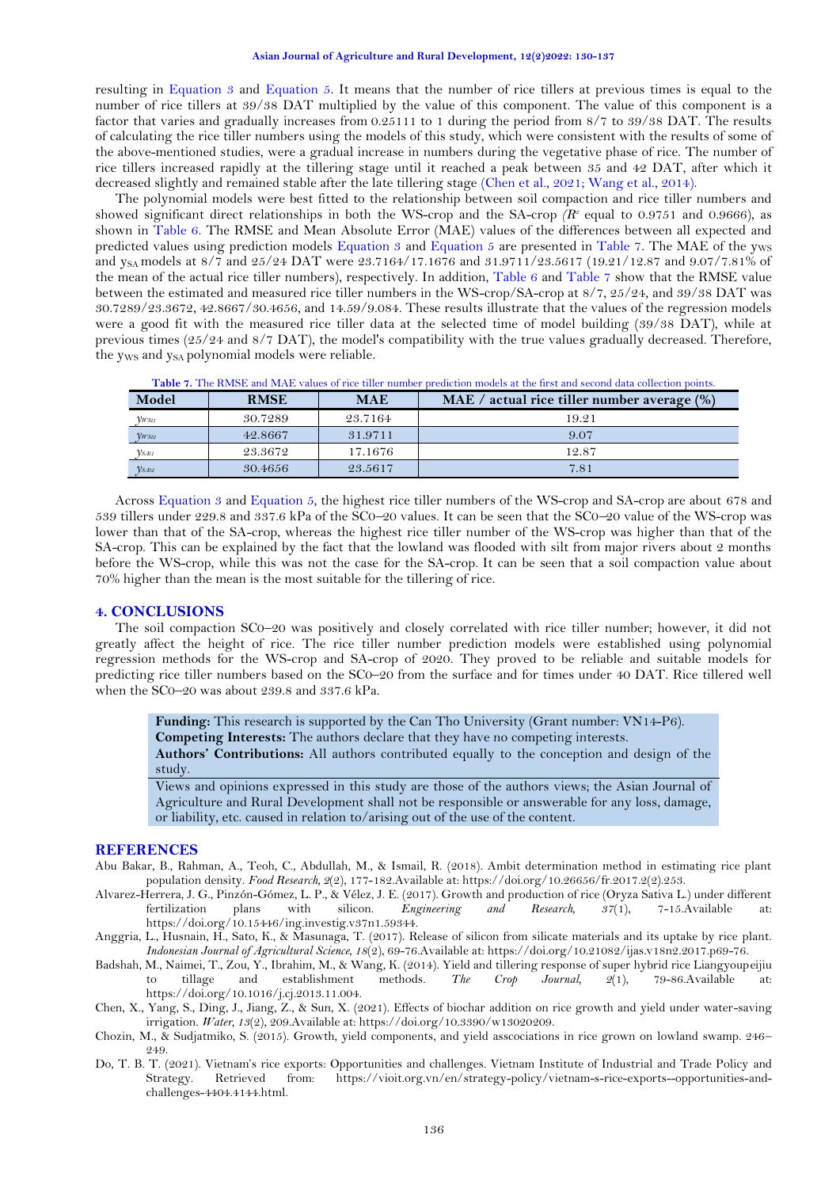resulting in Equation 3 and Equation 5. It means that the number of rice tillers at previous times is equal to the number of rice tillers at 39/38 DAT multiplied by the value of this component. The value of this component is a factor that varies and gradually increases from 0.25111 to 1 during the period from 8/7 to 39/38 DAT. The results of calculating the rice tiller numbers using the models of this study, which were consistent with the results of some of the above-mentioned studies, were a gradual increase in numbers during the vegetative phase of rice. The number of rice tillers increased rapidly at the tillering stage until it reached a peak between 35 and 42 DAT, after which it decreased slightly and remained stable after the late tillering stage (Chen et al., 2021; Wang et al., 2014).

The polynomial models were best fitted to the relationship between soil compaction and rice tiller numbers and showed significant direct relationships in both the WS-crop and the SA-crop ($R^2$ equal to 0.9751 and 0.9666), as shown in Table 6. The RMSE and Mean Absolute Error (MAE) values of the differences between all expected and predicted values using prediction models Equation 3 and Equation 5 are presented in Table 7. The MAE of the $y_{WS}$ and $y_{SA}$ models at 8/7 and 25/24 DAT were 23.7164/17.1676 and 31.9711/23.5617 (19.21/12.87 and 9.07/7.81% of the mean of the actual rice tiller numbers), respectively. In addition, Table 6 and Table 7 show that the RMSE value between the estimated and measured rice tiller numbers in the WS-crop/SA-crop at 8/7, 25/24, and 39/38 DAT was 30.7289/23.3672, 42.8667/30.4656, and 14.59/9.084. These results illustrate that the values of the regression models were a good fit with the measured rice tiller data at the selected time of model building (39/38 DAT), while at previous times (25/24 and 8/7 DAT), the model's compatibility with the true values gradually decreased. Therefore, the $y_{WS}$ and $y_{SA}$ polynomial models were reliable.

**Table 7.** The RMSE and MAE values of rice tiller number prediction models at the first and second data collection points.

| Model | RMSE | MAE | MAE / actual rice tiller number average (%) |
|---|---|---|---|
| $y_{WSt1}$ | 30.7289 | 23.7164 | 19.21 |
| $y_{WSt2}$ | 42.8667 | 31.9711 | 9.07 |
| $y_{SAt1}$ | 23.3672 | 17.1676 | 12.87 |
| $y_{SAt2}$ | 30.4656 | 23.5617 | 7.81 |

Across Equation 3 and Equation 5, the highest rice tiller numbers of the WS-crop and SA-crop are about 678 and 539 tillers under 229.8 and 337.6 kPa of the SC0–20 values. It can be seen that the SC0–20 value of the WS-crop was lower than that of the SA-crop, whereas the highest rice tiller number of the WS-crop was higher than that of the SA-crop. This can be explained by the fact that the lowland was flooded with silt from major rivers about 2 months before the WS-crop, while this was not the case for the SA-crop. It can be seen that a soil compaction value about 70% higher than the mean is the most suitable for the tillering of rice.

## 4. CONCLUSIONS

The soil compaction SC0–20 was positively and closely correlated with rice tiller number; however, it did not greatly affect the height of rice. The rice tiller number prediction models were established using polynomial regression methods for the WS-crop and SA-crop of 2020. They proved to be reliable and suitable models for predicting rice tiller numbers based on the SC0–20 from the surface and for times under 40 DAT. Rice tillered well when the SC0–20 was about 239.8 and 337.6 kPa.

**Funding:** This research is supported by the Can Tho University (Grant number: VN14-P6).
**Competing Interests:** The authors declare that they have no competing interests.
**Authors' Contributions:** All authors contributed equally to the conception and design of the study.

Views and opinions expressed in this study are those of the authors views; the Asian Journal of Agriculture and Rural Development shall not be responsible or answerable for any loss, damage, or liability, etc. caused in relation to/arising out of the use of the content.

## REFERENCES

Abu Bakar, B., Rahman, A., Teoh, C., Abdullah, M., & Ismail, R. (2018). Ambit determination method in estimating rice plant population density. *Food Research*, *2*(2), 177-182.Available at: https://doi.org/10.26656/fr.2017.2(2).253.

Alvarez-Herrera, J. G., Pinzón-Gómez, L. P., & Vélez, J. E. (2017). Growth and production of rice (Oryza Sativa L.) under different fertilization plans with silicon. *Engineering and Research*, *37*(1), 7-15.Available at: https://doi.org/10.15446/ing.investig.v37n1.59344.

Anggria, L., Husnain, H., Sato, K., & Masunaga, T. (2017). Release of silicon from silicate materials and its uptake by rice plant. *Indonesian Journal of Agricultural Science*, *18*(2), 69-76.Available at: https://doi.org/10.21082/ijas.v18n2.2017.p69-76.

Badshah, M., Naimei, T., Zou, Y., Ibrahim, M., & Wang, K. (2014). Yield and tillering response of super hybrid rice Liangyoupeijiu to tillage and establishment methods. *The Crop Journal*, *2*(1), 79-86.Available at: https://doi.org/10.1016/j.cj.2013.11.004.

Chen, X., Yang, S., Ding, J., Jiang, Z., & Sun, X. (2021). Effects of biochar addition on rice growth and yield under water-saving irrigation. *Water*, *13*(2), 209.Available at: https://doi.org/10.3390/w13020209.

Chozin, M., & Sudjatmiko, S. (2015). Growth, yield components, and yield asscociations in rice grown on lowland swamp. 246–249.

Do, T. B. T. (2021). Vietnam's rice exports: Opportunities and challenges. Vietnam Institute of Industrial and Trade Policy and Strategy. Retrieved from: https://vioit.org.vn/en/strategy-policy/vietnam-s-rice-exports--opportunities-and-challenges-4404.4144.html.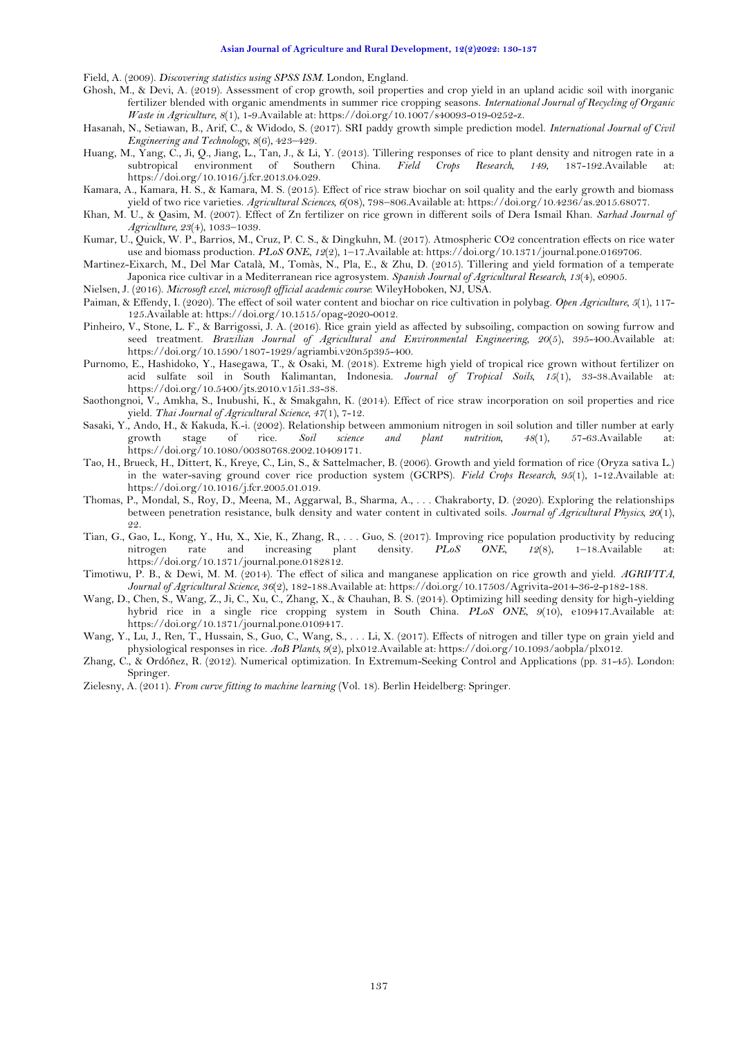Field, A. (2009). *Discovering statistics using SPSS ISM*. London, England.

Ghosh, M., & Devi, A. (2019). Assessment of crop growth, soil properties and crop yield in an upland acidic soil with inorganic fertilizer blended with organic amendments in summer rice cropping seasons. *International Journal of Recycling of Organic Waste in Agriculture, 8*(1), 1-9.Available at: https://doi.org/10.1007/s40093-019-0252-z.

Hasanah, N., Setiawan, B., Arif, C., & Widodo, S. (2017). SRI paddy growth simple prediction model. *International Journal of Civil Engineering and Technology, 8*(6), 423–429.

Huang, M., Yang, C., Ji, Q., Jiang, L., Tan, J., & Li, Y. (2013). Tillering responses of rice to plant density and nitrogen rate in a subtropical environment of Southern China. *Field Crops Research, 149*, 187-192.Available at: https://doi.org/10.1016/j.fcr.2013.04.029.

Kamara, A., Kamara, H. S., & Kamara, M. S. (2015). Effect of rice straw biochar on soil quality and the early growth and biomass yield of two rice varieties. *Agricultural Sciences, 6*(08), 798–806.Available at: https://doi.org/10.4236/as.2015.68077.

Khan, M. U., & Qasim, M. (2007). Effect of Zn fertilizer on rice grown in different soils of Dera Ismail Khan. *Sarhad Journal of Agriculture, 23*(4), 1033–1039.

Kumar, U., Quick, W. P., Barrios, M., Cruz, P. C. S., & Dingkuhn, M. (2017). Atmospheric CO2 concentration effects on rice water use and biomass production. *PLoS ONE, 12*(2), 1–17.Available at: https://doi.org/10.1371/journal.pone.0169706.

Martinez-Eixarch, M., Del Mar Català, M., Tomàs, N., Pla, E., & Zhu, D. (2015). Tillering and yield formation of a temperate Japonica rice cultivar in a Mediterranean rice agrosystem. *Spanish Journal of Agricultural Research, 13*(4), e0905.

Nielsen, J. (2016). *Microsoft excel, microsoft official academic course*: WileyHoboken, NJ, USA.

Paiman, & Effendy, I. (2020). The effect of soil water content and biochar on rice cultivation in polybag. *Open Agriculture, 5*(1), 117-125.Available at: https://doi.org/10.1515/opag-2020-0012.

Pinheiro, V., Stone, L. F., & Barrigossi, J. A. (2016). Rice grain yield as affected by subsoiling, compaction on sowing furrow and seed treatment. *Brazilian Journal of Agricultural and Environmental Engineering, 20*(5), 395-400.Available at: https://doi.org/10.1590/1807-1929/agriambi.v20n5p395-400.

Purnomo, E., Hashidoko, Y., Hasegawa, T., & Osaki, M. (2018). Extreme high yield of tropical rice grown without fertilizer on acid sulfate soil in South Kalimantan, Indonesia. *Journal of Tropical Soils, 15*(1), 33-38.Available at: https://doi.org/10.5400/jts.2010.v15i1.33-38.

Saothongnoi, V., Amkha, S., Inubushi, K., & Smakgahn, K. (2014). Effect of rice straw incorporation on soil properties and rice yield. *Thai Journal of Agricultural Science, 47*(1), 7-12.

Sasaki, Y., Ando, H., & Kakuda, K.-i. (2002). Relationship between ammonium nitrogen in soil solution and tiller number at early growth stage of rice. *Soil science and plant nutrition, 48*(1), 57-63.Available at: https://doi.org/10.1080/00380768.2002.10409171.

Tao, H., Brueck, H., Dittert, K., Kreye, C., Lin, S., & Sattelmacher, B. (2006). Growth and yield formation of rice (Oryza sativa L.) in the water-saving ground cover rice production system (GCRPS). *Field Crops Research, 95*(1), 1-12.Available at: https://doi.org/10.1016/j.fcr.2005.01.019.

Thomas, P., Mondal, S., Roy, D., Meena, M., Aggarwal, B., Sharma, A., . . . Chakraborty, D. (2020). Exploring the relationships between penetration resistance, bulk density and water content in cultivated soils. *Journal of Agricultural Physics, 20*(1), 22.

Tian, G., Gao, L., Kong, Y., Hu, X., Xie, K., Zhang, R., . . . Guo, S. (2017). Improving rice population productivity by reducing nitrogen rate and increasing plant density. *PLoS ONE, 12*(8), 1–18.Available at: https://doi.org/10.1371/journal.pone.0182812.

Timotiwu, P. B., & Dewi, M. M. (2014). The effect of silica and manganese application on rice growth and yield. *AGRIVITA, Journal of Agricultural Science, 36*(2), 182-188.Available at: https://doi.org/10.17503/Agrivita-2014-36-2-p182-188.

Wang, D., Chen, S., Wang, Z., Ji, C., Xu, C., Zhang, X., & Chauhan, B. S. (2014). Optimizing hill seeding density for high-yielding hybrid rice in a single rice cropping system in South China. *PLoS ONE, 9*(10), e109417.Available at: https://doi.org/10.1371/journal.pone.0109417.

Wang, Y., Lu, J., Ren, T., Hussain, S., Guo, C., Wang, S., . . . Li, X. (2017). Effects of nitrogen and tiller type on grain yield and physiological responses in rice. *AoB Plants, 9*(2), plx012.Available at: https://doi.org/10.1093/aobpla/plx012.

Zhang, C., & Ordóñez, R. (2012). Numerical optimization. In Extremum-Seeking Control and Applications (pp. 31-45). London: Springer.

Zielesny, A. (2011). *From curve fitting to machine learning* (Vol. 18). Berlin Heidelberg: Springer.